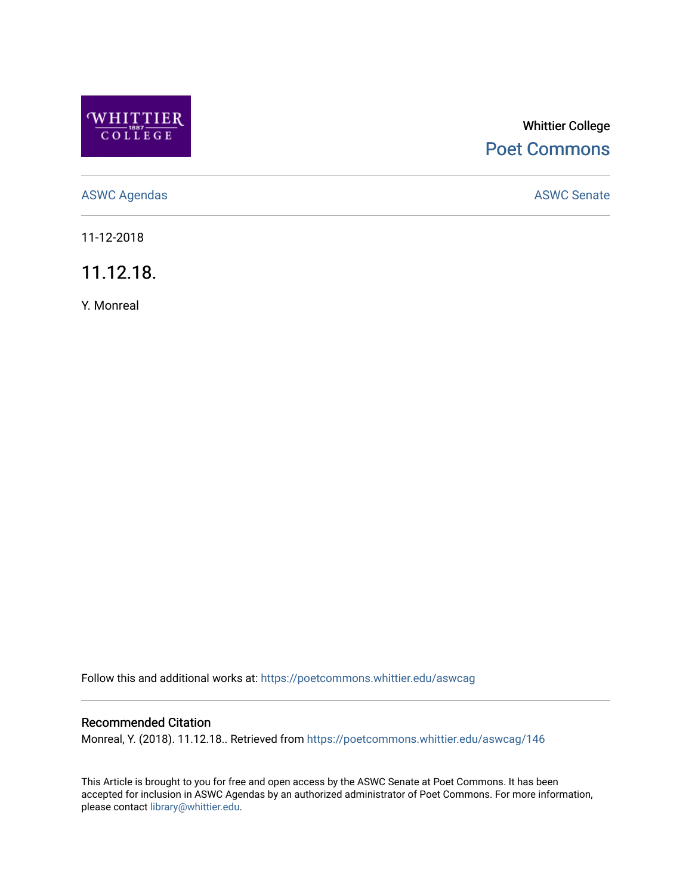Whittier College

Poet Commons

ASWC Agendas

ASWC Senate

11-12-2018

# 11.12.18.

Y. Monreal

Follow this and additional works at: https://poetcommons.whittier.edu/aswcag

## Recommended Citation

Monreal, Y. (2018). 11.12.18.. Retrieved from https://poetcommons.whittier.edu/aswcag/146

This Article is brought to you for free and open access by the ASWC Senate at Poet Commons. It has been accepted for inclusion in ASWC Agendas by an authorized administrator of Poet Commons. For more information, please contact library@whittier.edu.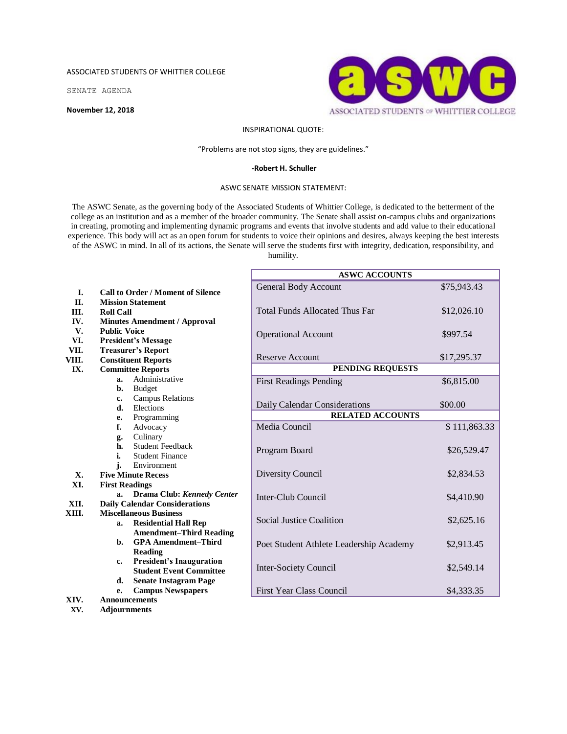ASSOCIATED STUDENTS OF WHITTIER COLLEGE

SENATE AGENDA

**November 12, 2018**

ASSOCIATED STUDENTS OF WHITTIER COLLEGE

INSPIRATIONAL QUOTE:

"Problems are not stop signs, they are guidelines."

**-Robert H. Schuller**

ASWC SENATE MISSION STATEMENT:

The ASWC Senate, as the governing body of the Associated Students of Whittier College, is dedicated to the betterment of the college as an institution and as a member of the broader community. The Senate shall assist on-campus clubs and organizations in creating, promoting and implementing dynamic programs and events that involve students and add value to their educational experience. This body will act as an open forum for students to voice their opinions and desires, always keeping the best interests of the ASWC in mind. In all of its actions, the Senate will serve the students first with integrity, dedication, responsibility, and humility.

I. **Call to Order / Moment of Silence**
II. **Mission Statement**
III. **Roll Call**
IV. **Minutes Amendment / Approval**
V. **Public Voice**
VI. **President's Message**
VII. **Treasurer's Report**
VIII. **Constituent Reports**
IX. **Committee Reports**
   a. Administrative
   b. Budget
   c. Campus Relations
   d. Elections
   e. Programming
   f. Advocacy
   g. Culinary
   h. Student Feedback
   i. Student Finance
   j. Environment
X. **Five Minute Recess**
XI. **First Readings**
   a. **Drama Club: *Kennedy Center***
XII. **Daily Calendar Considerations**
XIII. **Miscellaneous Business**
   a. **Residential Hall Rep Amendment–Third Reading**
   b. **GPA Amendment–Third Reading**
   c. **President's Inauguration Student Event Committee**
   d. **Senate Instagram Page**
   e. **Campus Newspapers**
XIV. **Announcements**
XV. **Adjournments**

| **ASWC ACCOUNTS** | |
|---|---|
| General Body Account | $75,943.43 |
| Total Funds Allocated Thus Far | $12,026.10 |
| Operational Account | $997.54 |
| Reserve Account | $17,295.37 |
| **PENDING REQUESTS** | |
| First Readings Pending | $6,815.00 |
| Daily Calendar Considerations | $00.00 |
| **RELATED ACCOUNTS** | |
| Media Council | $ 111,863.33 |
| Program Board | $26,529.47 |
| Diversity Council | $2,834.53 |
| Inter-Club Council | $4,410.90 |
| Social Justice Coalition | $2,625.16 |
| Poet Student Athlete Leadership Academy | $2,913.45 |
| Inter-Society Council | $2,549.14 |
| First Year Class Council | $4,333.35 |